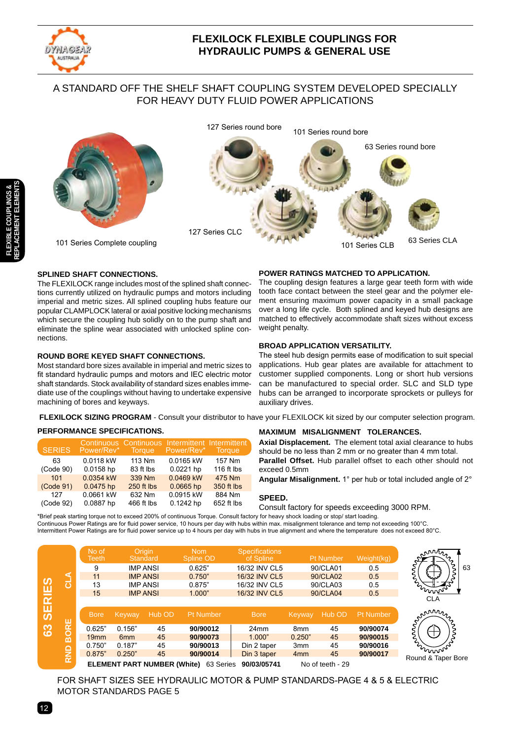# FLEXILOCK FLEXIBLE COUPLINGS FOR HYDRAULIC PUMPS & GENERAL USE

## A STANDARD OFF THE SHELF SHAFT COUPLING SYSTEM DEVELOPED SPECIALLY FOR HEAVY DUTY FLUID POWER APPLICATIONS

127 Series round bore

101 Series round bore

63 Series round bore

101 Series Complete coupling

127 Series CLC

101 Series CLB

63 Series CLA

### SPLINED SHAFT CONNECTIONS.

The FLEXILOCK range includes most of the splined shaft connections currently utilized on hydraulic pumps and motors including imperial and metric sizes. All splined coupling hubs feature our popular CLAMPLOCK lateral or axial positive locking mechanisms which secure the coupling hub solidly on to the pump shaft and eliminate the spline wear associated with unlocked spline connections.

### ROUND BORE KEYED SHAFT CONNECTIONS.

Most standard bore sizes available in imperial and metric sizes to fit standard hydraulic pumps and motors and IEC electric motor shaft standards. Stock availability of standard sizes enables immediate use of the couplings without having to undertake expensive machining of bores and keyways.

### POWER RATINGS MATCHED TO APPLICATION.

The coupling design features a large gear teeth form with wide tooth face contact between the steel gear and the polymer element ensuring maximum power capacity in a small package over a long life cycle. Both splined and keyed hub designs are matched to effectively accommodate shaft sizes without excess weight penalty.

### BROAD APPLICATION VERSATILITY.

The steel hub design permits ease of modification to suit special applications. Hub gear plates are available for attachment to customer supplied components. Long or short hub versions can be manufactured to special order. SLC and SLD type hubs can be arranged to incorporate sprockets or pulleys for auxiliary drives.

**FLEXILOCK SIZING PROGRAM** - Consult your distributor to have your FLEXILOCK kit sized by our computer selection program.

### PERFORMANCE SPECIFICATIONS.

| SERIES | Continuous Power/Rev* | Continuous Torque | Intermittent Power/Rev* | Intermittent Torque |
|---|---|---|---|---|
| 63 | 0.0118 kW | 113 Nm | 0.0165 kW | 157 Nm |
| (Code 90) | 0.0158 hp | 83 ft lbs | 0.0221 hp | 116 ft lbs |
| 101 | 0.0354 kW | 339 Nm | 0.0469 kW | 475 Nm |
| (Code 91) | 0.0475 hp | 250 ft lbs | 0.0665 hp | 350 ft lbs |
| 127 | 0.0661 kW | 632 Nm | 0.0915 kW | 884 Nm |
| (Code 92) | 0.0887 hp | 466 ft lbs | 0.1242 hp | 652 ft lbs |

### MAXIMUM MISALIGNMENT TOLERANCES.

**Axial Displacement.** The element total axial clearance to hubs should be no less than 2 mm or no greater than 4 mm total.

**Parallel Offset.** Hub parallel offset to each other should not exceed 0.5mm

**Angular Misalignment.** 1° per hub or total included angle of 2°

### SPEED.

Consult factory for speeds exceeding 3000 RPM.

*Brief peak starting torque not to exceed 200% of continuous Torque. Consult factory for heavy shock loading or stop/ start loading.
Continuous Power Ratings are for fluid power service, 10 hours per day with hubs within max. misalignment tolerance and temp not exceeding 100°C.
Intermittent Power Ratings are for fluid power service up to 4 hours per day with hubs in true alignment and where the temperature does not exceed 80°C.

### 63 SERIES

**CLA**

| No of Teeth | Origin Standard | Nom Spline OD | Specifications of Spline | Pt Number | Weight(kg) |
|---|---|---|---|---|---|
| 9 | IMP ANSI | 0.625" | 16/32 INV CL5 | 90/CLA01 | 0.5 |
| 11 | IMP ANSI | 0.750" | 16/32 INV CL5 | 90/CLA02 | 0.5 |
| 13 | IMP ANSI | 0.875" | 16/32 INV CL5 | 90/CLA03 | 0.5 |
| 15 | IMP ANSI | 1.000" | 16/32 INV CL5 | 90/CLA04 | 0.5 |

**RND BORE**

| Bore | Keyway | Hub OD | Pt Number | Bore | Keyway | Hub OD | Pt Number |
|---|---|---|---|---|---|---|---|
| 0.625" | 0.156" | 45 | **90/90012** | 24mm | 8mm | 45 | **90/90074** |
| 19mm | 6mm | 45 | **90/90073** | 1.000" | 0.250" | 45 | **90/90015** |
| 0.750" | 0.187" | 45 | **90/90013** | Din 2 taper | 3mm | 45 | **90/90016** |
| 0.875" | 0.250" | 45 | **90/90014** | Din 3 taper | 4mm | 45 | **90/90017** |

**ELEMENT PART NUMBER (White)** 63 Series **90/03/05741** No of teeth - 29

CLA (63)

Round & Taper Bore

FOR SHAFT SIZES SEE HYDRAULIC MOTOR & PUMP STANDARDS-PAGE 4 & 5 & ELECTRIC MOTOR STANDARDS PAGE 5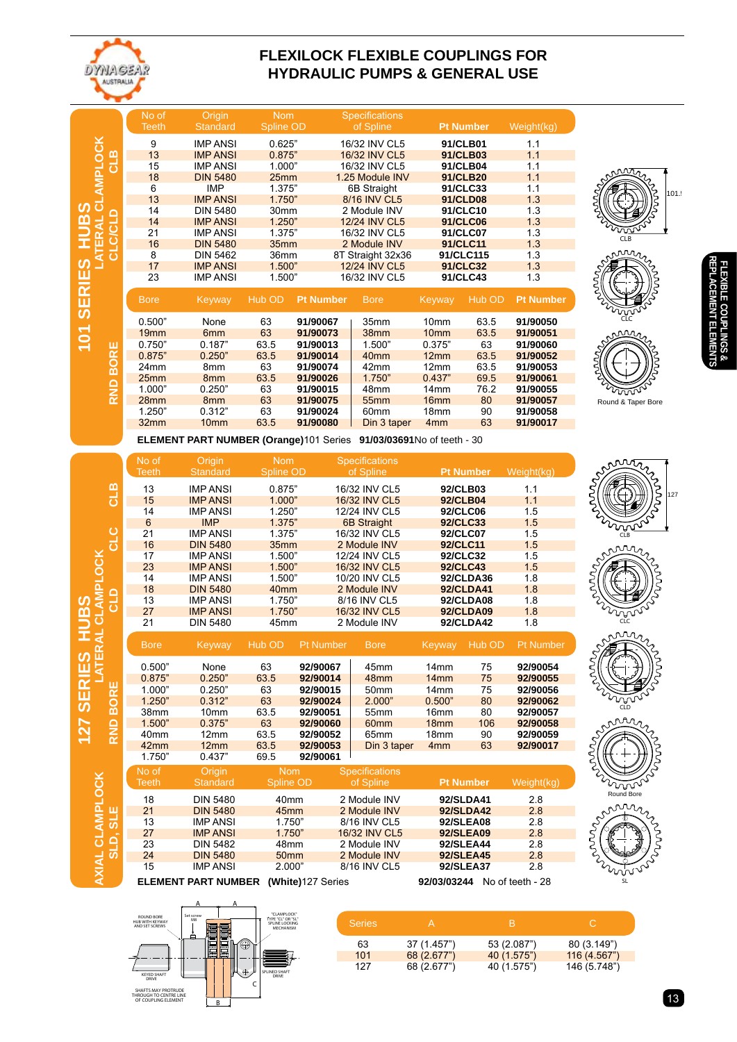# FLEXILOCK FLEXIBLE COUPLINGS FOR HYDRAULIC PUMPS & GENERAL USE

## 101 SERIES HUBS

### LATERAL CLAMPLOCK CLC/CLD CLB

| No of Teeth | Origin Standard | Nom Spline OD | Specifications of Spline | Pt Number | Weight(kg) |
|---|---|---|---|---|---|
| 9 | IMP ANSI | 0.625" | 16/32 INV CL5 | 91/CLB01 | 1.1 |
| 13 | IMP ANSI | 0.875" | 16/32 INV CL5 | 91/CLB03 | 1.1 |
| 15 | IMP ANSI | 1.000" | 16/32 INV CL5 | 91/CLB04 | 1.1 |
| 18 | DIN 5480 | 25mm | 1.25 Module INV | 91/CLB20 | 1.1 |
| 6 | IMP | 1.375" | 6B Straight | 91/CLC33 | 1.1 |
| 13 | IMP ANSI | 1.750" | 8/16 INV CL5 | 91/CLD08 | 1.3 |
| 14 | DIN 5480 | 30mm | 2 Module INV | 91/CLC10 | 1.3 |
| 14 | IMP ANSI | 1.250" | 12/24 INV CL5 | 91/CLC06 | 1.3 |
| 21 | IMP ANSI | 1.375" | 16/32 INV CL5 | 91/CLC07 | 1.3 |
| 16 | DIN 5480 | 35mm | 2 Module INV | 91/CLC11 | 1.3 |
| 8 | DIN 5462 | 36mm | 8T Straight 32x36 | 91/CLC115 | 1.3 |
| 17 | IMP ANSI | 1.500" | 12/24 INV CL5 | 91/CLC32 | 1.3 |
| 23 | IMP ANSI | 1.500" | 16/32 INV CL5 | 91/CLC43 | 1.3 |

### RND BORE

| Bore | Keyway | Hub OD | Pt Number | Bore | Keyway | Hub OD | Pt Number |
|---|---|---|---|---|---|---|---|
| 0.500" | None | 63 | 91/90067 | 35mm | 10mm | 63.5 | 91/90050 |
| 19mm | 6mm | 63 | 91/90073 | 38mm | 10mm | 63.5 | 91/90051 |
| 0.750" | 0.187" | 63.5 | 91/90013 | 1.500" | 0.375" | 63 | 91/90060 |
| 0.875" | 0.250" | 63.5 | 91/90014 | 40mm | 12mm | 63.5 | 91/90052 |
| 24mm | 8mm | 63 | 91/90074 | 42mm | 12mm | 63.5 | 91/90053 |
| 25mm | 8mm | 63.5 | 91/90026 | 1.750" | 0.437" | 69.5 | 91/90061 |
| 1.000" | 0.250" | 63 | 91/90015 | 48mm | 14mm | 76.2 | 91/90055 |
| 28mm | 8mm | 63 | 91/90075 | 55mm | 16mm | 80 | 91/90057 |
| 1.250" | 0.312" | 63 | 91/90024 | 60mm | 18mm | 90 | 91/90058 |
| 32mm | 10mm | 63.5 | 91/90080 | Din 3 taper | 4mm | 63 | 91/90017 |

**ELEMENT PART NUMBER (Orange)** 101 Series **91/03/03691** No of teeth - 30

CLB — CLC — Round & Taper Bore

## 127 SERIES HUBS

### LATERAL CLAMPLOCK CLB CLC CLD

| No of Teeth | Origin Standard | Nom Spline OD | Specifications of Spline | Pt Number | Weight(kg) |
|---|---|---|---|---|---|
| 13 | IMP ANSI | 0.875" | 16/32 INV CL5 | 92/CLB03 | 1.1 |
| 15 | IMP ANSI | 1.000" | 16/32 INV CL5 | 92/CLB04 | 1.1 |
| 14 | IMP ANSI | 1.250" | 12/24 INV CL5 | 92/CLC06 | 1.5 |
| 6 | IMP | 1.375" | 6B Straight | 92/CLC33 | 1.5 |
| 21 | IMP ANSI | 1.375" | 16/32 INV CL5 | 92/CLC07 | 1.5 |
| 16 | DIN 5480 | 35mm | 2 Module INV | 92/CLC11 | 1.5 |
| 17 | IMP ANSI | 1.500" | 12/24 INV CL5 | 92/CLC32 | 1.5 |
| 23 | IMP ANSI | 1.500" | 16/32 INV CL5 | 92/CLC43 | 1.5 |
| 14 | IMP ANSI | 1.500" | 10/20 INV CL5 | 92/CLDA36 | 1.8 |
| 18 | DIN 5480 | 40mm | 2 Module INV | 92/CLDA41 | 1.8 |
| 13 | IMP ANSI | 1.750" | 8/16 INV CL5 | 92/CLDA08 | 1.8 |
| 27 | IMP ANSI | 1.750" | 16/32 INV CL5 | 92/CLDA09 | 1.8 |
| 21 | DIN 5480 | 45mm | 2 Module INV | 92/CLDA42 | 1.8 |

### RND BORE

| Bore | Keyway | Hub OD | Pt Number | Bore | Keyway | Hub OD | Pt Number |
|---|---|---|---|---|---|---|---|
| 0.500" | None | 63 | 92/90067 | 45mm | 14mm | 75 | 92/90054 |
| 0.875" | 0.250" | 63.5 | 92/90014 | 48mm | 14mm | 75 | 92/90055 |
| 1.000" | 0.250" | 63 | 92/90015 | 50mm | 14mm | 75 | 92/90056 |
| 1.250" | 0.312" | 63 | 92/90024 | 2.000" | 0.500" | 80 | 92/90062 |
| 38mm | 10mm | 63.5 | 92/90051 | 55mm | 16mm | 80 | 92/90057 |
| 1.500" | 0.375" | 63 | 92/90060 | 60mm | 18mm | 106 | 92/90058 |
| 40mm | 12mm | 63.5 | 92/90052 | 65mm | 18mm | 90 | 92/90059 |
| 42mm | 12mm | 63.5 | 92/90053 | Din 3 taper | 4mm | 63 | 92/90017 |
| 1.750" | 0.437" | 69.5 | 92/90061 | | | | |

### AXIAL CLAMPLOCK SLD, SLE

| No of Teeth | Origin Standard | Nom Spline OD | Specifications of Spline | Pt Number | Weight(kg) |
|---|---|---|---|---|---|
| 18 | DIN 5480 | 40mm | 2 Module INV | 92/SLDA41 | 2.8 |
| 21 | DIN 5480 | 45mm | 2 Module INV | 92/SLDA42 | 2.8 |
| 13 | IMP ANSI | 1.750" | 8/16 INV CL5 | 92/SLEA08 | 2.8 |
| 27 | IMP ANSI | 1.750" | 16/32 INV CL5 | 92/SLEA09 | 2.8 |
| 23 | DIN 5482 | 48mm | 2 Module INV | 92/SLEA44 | 2.8 |
| 24 | DIN 5480 | 50mm | 2 Module INV | 92/SLEA45 | 2.8 |
| 15 | IMP ANSI | 2.000" | 8/16 INV CL5 | 92/SLEA37 | 2.8 |

**ELEMENT PART NUMBER (White)** 127 Series **92/03/03244** No of teeth - 28

CLB — CLC — CLD — Round Bore — SL

ROUND BORE HUB WITH KEYWAY AND SET SCREWS — Set screw M8 — "CLAMPLOCK" TYPE "CL" OR "SL" SPLINE LOCKING MECHANISM — KEYED SHAFT DRIVE — SPLINED SHAFT DRIVE — SHAFTS MAY PROTRUDE THROUGH TO CENTRE LINE OF COUPLING ELEMENT — A — A — B — C

| Series | A | B | C |
|---|---|---|---|
| 63 | 37 (1.457") | 53 (2.087") | 80 (3.149") |
| 101 | 68 (2.677") | 40 (1.575") | 116 (4.567") |
| 127 | 68 (2.677") | 40 (1.575") | 146 (5.748") |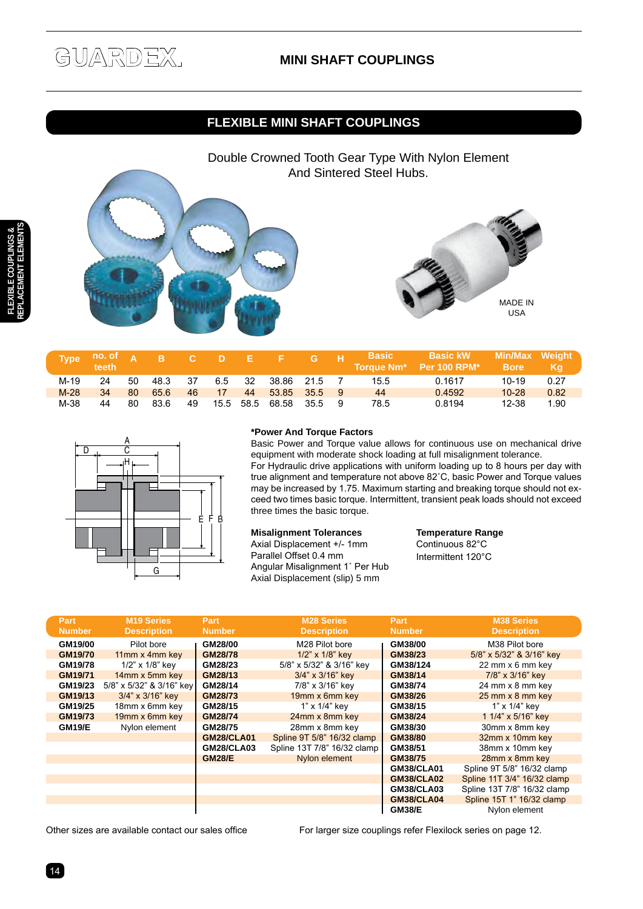# MINI SHAFT COUPLINGS

## FLEXIBLE MINI SHAFT COUPLINGS

Double Crowned Tooth Gear Type With Nylon Element And Sintered Steel Hubs.

MADE IN USA

| Type | no. of teeth | A | B | C | D | E | F | G | H | Basic Torque Nm* | Basic kW Per 100 RPM* | Min/Max Bore | Weight Kg |
|---|---|---|---|---|---|---|---|---|---|---|---|---|---|
| M-19 | 24 | 50 | 48.3 | 37 | 6.5 | 32 | 38.86 | 21.5 | 7 | 15.5 | 0.1617 | 10-19 | 0.27 |
| M-28 | 34 | 80 | 65.6 | 46 | 17 | 44 | 53.85 | 35.5 | 9 | 44 | 0.4592 | 10-28 | 0.82 |
| M-38 | 44 | 80 | 83.6 | 49 | 15.5 | 58.5 | 68.58 | 35.5 | 9 | 78.5 | 0.8194 | 12-38 | 1.90 |

A C D H E F B G

### *Power And Torque Factors

Basic Power and Torque value allows for continuous use on mechanical drive equipment with moderate shock loading at full misalignment tolerance.
For Hydraulic drive applications with uniform loading up to 8 hours per day with true alignment and temperature not above 82˚C, basic Power and Torque values may be increased by 1.75. Maximum starting and breaking torque should not exceed two times basic torque. Intermittent, transient peak loads should not exceed three times the basic torque.

**Misalignment Tolerances**
Axial Displacement +/- 1mm
Parallel Offset 0.4 mm
Angular Misaligment 1˚ Per Hub
Axial Displacement (slip) 5 mm

**Temperature Range**
Continuous 82°C
Intermittent 120°C

| Part Number | M19 Series Description | Part Number | M28 Series Description | Part Number | M38 Series Description |
|---|---|---|---|---|---|
| GM19/00 | Pilot bore | GM28/00 | M28 Pilot bore | GM38/00 | M38 Pilot bore |
| GM19/70 | 11mm x 4mm key | GM28/78 | 1/2" x 1/8" key | GM38/23 | 5/8" x 5/32" & 3/16" key |
| GM19/78 | 1/2" x 1/8" key | GM28/23 | 5/8" x 5/32" & 3/16" key | GM38/124 | 22 mm x 6 mm key |
| GM19/71 | 14mm x 5mm key | GM28/13 | 3/4" x 3/16" key | GM38/14 | 7/8" x 3/16" key |
| GM19/23 | 5/8" x 5/32" & 3/16" key | GM28/14 | 7/8" x 3/16" key | GM38/74 | 24 mm x 8 mm key |
| GM19/13 | 3/4" x 3/16" key | GM28/73 | 19mm x 6mm key | GM38/26 | 25 mm x 8 mm key |
| GM19/25 | 18mm x 6mm key | GM28/15 | 1" x 1/4" key | GM38/15 | 1" x 1/4" key |
| GM19/73 | 19mm x 6mm key | GM28/74 | 24mm x 8mm key | GM38/24 | 1 1/4" x 5/16" key |
| GM19/E | Nylon element | GM28/75 | 28mm x 8mm key | GM38/30 | 30mm x 8mm key |
| | | GM28/CLA01 | Spline 9T 5/8" 16/32 clamp | GM38/80 | 32mm x 10mm key |
| | | GM28/CLA03 | Spline 13T 7/8" 16/32 clamp | GM38/51 | 38mm x 10mm key |
| | | GM28/E | Nylon element | GM38/75 | 28mm x 8mm key |
| | | | | GM38/CLA01 | Spline 9T 5/8" 16/32 clamp |
| | | | | GM38/CLA02 | Spline 11T 3/4" 16/32 clamp |
| | | | | GM38/CLA03 | Spline 13T 7/8" 16/32 clamp |
| | | | | GM38/CLA04 | Spline 15T 1" 16/32 clamp |
| | | | | GM38/E | Nylon element |

Other sizes are available contact our sales office

For larger size couplings refer Flexilock series on page 12.